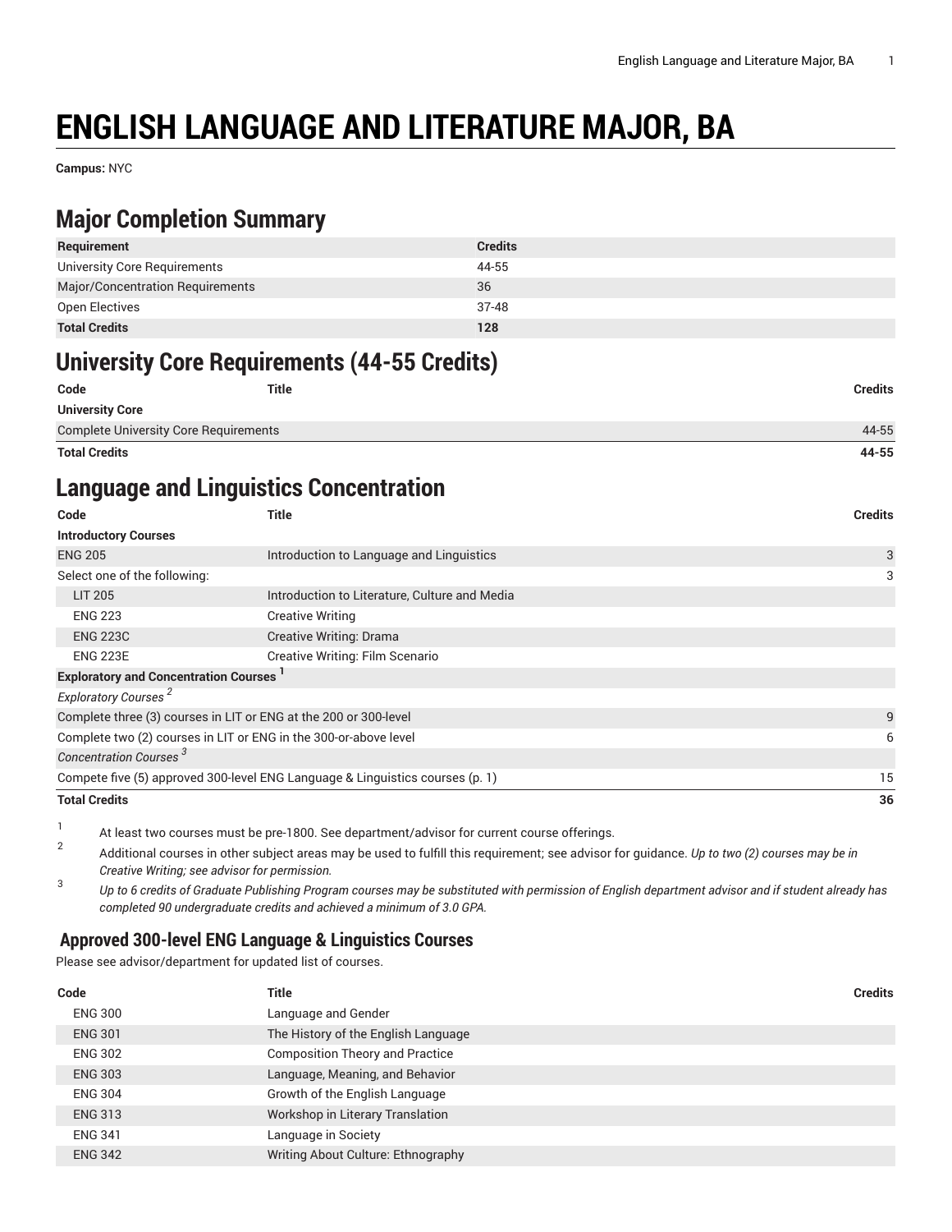# ENGLISH LANGUAGE AND LITERATURE MAJOR, BA

**Campus:** NYC

## Major Completion Summary

| Requirement | Credits |
|---|---|
| University Core Requirements | 44-55 |
| Major/Concentration Requirements | 36 |
| Open Electives | 37-48 |
| **Total Credits** | **128** |

## University Core Requirements (44-55 Credits)

| Code | Title | Credits |
|---|---|---|
| **University Core** | | |
| Complete University Core Requirements | | 44-55 |
| **Total Credits** | | **44-55** |

## Language and Linguistics Concentration

| Code | Title | Credits |
|---|---|---|
| **Introductory Courses** | | |
| ENG 205 | Introduction to Language and Linguistics | 3 |
| Select one of the following: | | 3 |
| LIT 205 | Introduction to Literature, Culture and Media | |
| ENG 223 | Creative Writing | |
| ENG 223C | Creative Writing: Drama | |
| ENG 223E | Creative Writing: Film Scenario | |
| **Exploratory and Concentration Courses** [1] | | |
| *Exploratory Courses* [2] | | |
| Complete three (3) courses in LIT or ENG at the 200 or 300-level | | 9 |
| Complete two (2) courses in LIT or ENG in the 300-or-above level | | 6 |
| *Concentration Courses* [3] | | |
| Compete five (5) approved 300-level ENG Language & Linguistics courses (p. 1) | | 15 |
| **Total Credits** | | **36** |

1. At least two courses must be pre-1800. See department/advisor for current course offerings.
2. Additional courses in other subject areas may be used to fulfill this requirement; see advisor for guidance. *Up to two (2) courses may be in Creative Writing; see advisor for permission.*
3. *Up to 6 credits of Graduate Publishing Program courses may be substituted with permission of English department advisor and if student already has completed 90 undergraduate credits and achieved a minimum of 3.0 GPA.*

### Approved 300-level ENG Language & Linguistics Courses

Please see advisor/department for updated list of courses.

| Code | Title | Credits |
|---|---|---|
| ENG 300 | Language and Gender | |
| ENG 301 | The History of the English Language | |
| ENG 302 | Composition Theory and Practice | |
| ENG 303 | Language, Meaning, and Behavior | |
| ENG 304 | Growth of the English Language | |
| ENG 313 | Workshop in Literary Translation | |
| ENG 341 | Language in Society | |
| ENG 342 | Writing About Culture: Ethnography | |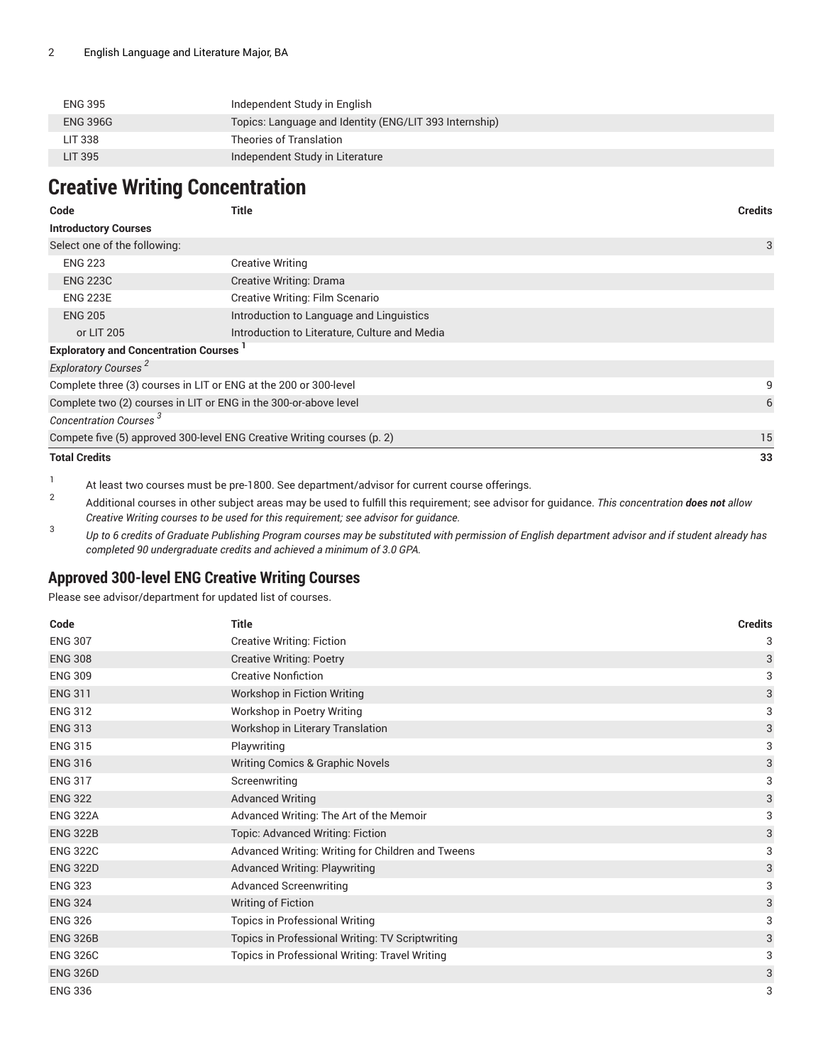| | |
|---|---|
| ENG 395 | Independent Study in English |
| ENG 396G | Topics: Language and Identity (ENG/LIT 393 Internship) |
| LIT 338 | Theories of Translation |
| LIT 395 | Independent Study in Literature |

## Creative Writing Concentration

| Code | Title | Credits |
|---|---|---|
| **Introductory Courses** | | |
| Select one of the following: | | 3 |
| ENG 223 | Creative Writing | |
| ENG 223C | Creative Writing: Drama | |
| ENG 223E | Creative Writing: Film Scenario | |
| ENG 205 | Introduction to Language and Linguistics | |
| or LIT 205 | Introduction to Literature, Culture and Media | |
| **Exploratory and Concentration Courses** [1] | | |
| *Exploratory Courses* [2] | | |
| Complete three (3) courses in LIT or ENG at the 200 or 300-level | | 9 |
| Complete two (2) courses in LIT or ENG in the 300-or-above level | | 6 |
| *Concentration Courses* [3] | | |
| Compete five (5) approved 300-level ENG Creative Writing courses (p. 2) | | 15 |
| **Total Credits** | | **33** |

1. At least two courses must be pre-1800. See department/advisor for current course offerings.
2. Additional courses in other subject areas may be used to fulfill this requirement; see advisor for guidance. *This concentration* ***does not*** *allow Creative Writing courses to be used for this requirement; see advisor for guidance.*
3. *Up to 6 credits of Graduate Publishing Program courses may be substituted with permission of English department advisor and if student already has completed 90 undergraduate credits and achieved a minimum of 3.0 GPA.*

### Approved 300-level ENG Creative Writing Courses

Please see advisor/department for updated list of courses.

| Code | Title | Credits |
|---|---|---|
| ENG 307 | Creative Writing: Fiction | 3 |
| ENG 308 | Creative Writing: Poetry | 3 |
| ENG 309 | Creative Nonfiction | 3 |
| ENG 311 | Workshop in Fiction Writing | 3 |
| ENG 312 | Workshop in Poetry Writing | 3 |
| ENG 313 | Workshop in Literary Translation | 3 |
| ENG 315 | Playwriting | 3 |
| ENG 316 | Writing Comics & Graphic Novels | 3 |
| ENG 317 | Screenwriting | 3 |
| ENG 322 | Advanced Writing | 3 |
| ENG 322A | Advanced Writing: The Art of the Memoir | 3 |
| ENG 322B | Topic: Advanced Writing: Fiction | 3 |
| ENG 322C | Advanced Writing: Writing for Children and Tweens | 3 |
| ENG 322D | Advanced Writing: Playwriting | 3 |
| ENG 323 | Advanced Screenwriting | 3 |
| ENG 324 | Writing of Fiction | 3 |
| ENG 326 | Topics in Professional Writing | 3 |
| ENG 326B | Topics in Professional Writing: TV Scriptwriting | 3 |
| ENG 326C | Topics in Professional Writing: Travel Writing | 3 |
| ENG 326D | | 3 |
| ENG 336 | | 3 |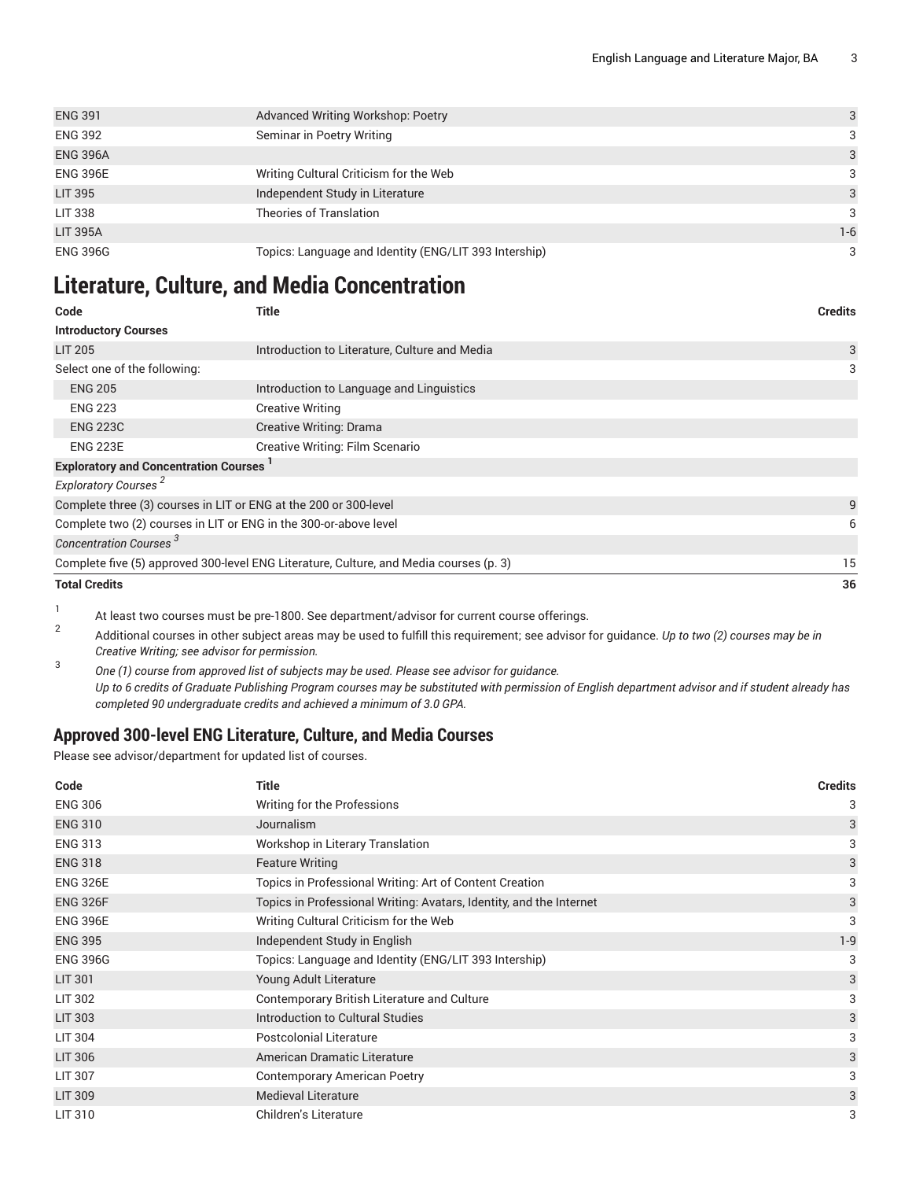| | | |
|---|---|---|
| ENG 391 | Advanced Writing Workshop: Poetry | 3 |
| ENG 392 | Seminar in Poetry Writing | 3 |
| ENG 396A | | 3 |
| ENG 396E | Writing Cultural Criticism for the Web | 3 |
| LIT 395 | Independent Study in Literature | 3 |
| LIT 338 | Theories of Translation | 3 |
| LIT 395A | | 1-6 |
| ENG 396G | Topics: Language and Identity (ENG/LIT 393 Intership) | 3 |

# Literature, Culture, and Media Concentration

| Code | Title | Credits |
|---|---|---|
| **Introductory Courses** | | |
| LIT 205 | Introduction to Literature, Culture and Media | 3 |
| Select one of the following: | | 3 |
| ENG 205 | Introduction to Language and Linguistics | |
| ENG 223 | Creative Writing | |
| ENG 223C | Creative Writing: Drama | |
| ENG 223E | Creative Writing: Film Scenario | |
| **Exploratory and Concentration Courses** [1] | | |
| *Exploratory Courses* [2] | | |
| Complete three (3) courses in LIT or ENG at the 200 or 300-level | | 9 |
| Complete two (2) courses in LIT or ENG in the 300-or-above level | | 6 |
| *Concentration Courses* [3] | | |
| Complete five (5) approved 300-level ENG Literature, Culture, and Media courses (p. 3) | | 15 |
| **Total Credits** | | **36** |

1. At least two courses must be pre-1800. See department/advisor for current course offerings.
2. Additional courses in other subject areas may be used to fulfill this requirement; see advisor for guidance. *Up to two (2) courses may be in Creative Writing; see advisor for permission.*
3. *One (1) course from approved list of subjects may be used. Please see advisor for guidance.*
   *Up to 6 credits of Graduate Publishing Program courses may be substituted with permission of English department advisor and if student already has completed 90 undergraduate credits and achieved a minimum of 3.0 GPA.*

## Approved 300-level ENG Literature, Culture, and Media Courses

Please see advisor/department for updated list of courses.

| Code | Title | Credits |
|---|---|---|
| ENG 306 | Writing for the Professions | 3 |
| ENG 310 | Journalism | 3 |
| ENG 313 | Workshop in Literary Translation | 3 |
| ENG 318 | Feature Writing | 3 |
| ENG 326E | Topics in Professional Writing: Art of Content Creation | 3 |
| ENG 326F | Topics in Professional Writing: Avatars, Identity, and the Internet | 3 |
| ENG 396E | Writing Cultural Criticism for the Web | 3 |
| ENG 395 | Independent Study in English | 1-9 |
| ENG 396G | Topics: Language and Identity (ENG/LIT 393 Intership) | 3 |
| LIT 301 | Young Adult Literature | 3 |
| LIT 302 | Contemporary British Literature and Culture | 3 |
| LIT 303 | Introduction to Cultural Studies | 3 |
| LIT 304 | Postcolonial Literature | 3 |
| LIT 306 | American Dramatic Literature | 3 |
| LIT 307 | Contemporary American Poetry | 3 |
| LIT 309 | Medieval Literature | 3 |
| LIT 310 | Children's Literature | 3 |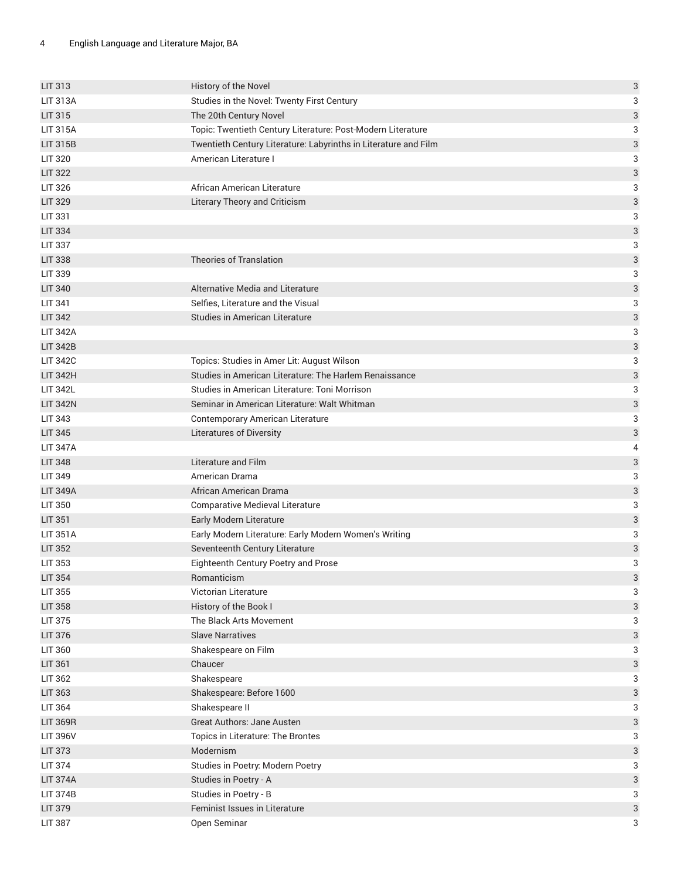| | | |
|---|---|---|
| LIT 313 | History of the Novel | 3 |
| LIT 313A | Studies in the Novel: Twenty First Century | 3 |
| LIT 315 | The 20th Century Novel | 3 |
| LIT 315A | Topic: Twentieth Century Literature: Post-Modern Literature | 3 |
| LIT 315B | Twentieth Century Literature: Labyrinths in Literature and Film | 3 |
| LIT 320 | American Literature I | 3 |
| LIT 322 | | 3 |
| LIT 326 | African American Literature | 3 |
| LIT 329 | Literary Theory and Criticism | 3 |
| LIT 331 | | 3 |
| LIT 334 | | 3 |
| LIT 337 | | 3 |
| LIT 338 | Theories of Translation | 3 |
| LIT 339 | | 3 |
| LIT 340 | Alternative Media and Literature | 3 |
| LIT 341 | Selfies, Literature and the Visual | 3 |
| LIT 342 | Studies in American Literature | 3 |
| LIT 342A | | 3 |
| LIT 342B | | 3 |
| LIT 342C | Topics: Studies in Amer Lit: August Wilson | 3 |
| LIT 342H | Studies in American Literature: The Harlem Renaissance | 3 |
| LIT 342L | Studies in American Literature: Toni Morrison | 3 |
| LIT 342N | Seminar in American Literature: Walt Whitman | 3 |
| LIT 343 | Contemporary American Literature | 3 |
| LIT 345 | Literatures of Diversity | 3 |
| LIT 347A | | 4 |
| LIT 348 | Literature and Film | 3 |
| LIT 349 | American Drama | 3 |
| LIT 349A | African American Drama | 3 |
| LIT 350 | Comparative Medieval Literature | 3 |
| LIT 351 | Early Modern Literature | 3 |
| LIT 351A | Early Modern Literature: Early Modern Women's Writing | 3 |
| LIT 352 | Seventeenth Century Literature | 3 |
| LIT 353 | Eighteenth Century Poetry and Prose | 3 |
| LIT 354 | Romanticism | 3 |
| LIT 355 | Victorian Literature | 3 |
| LIT 358 | History of the Book I | 3 |
| LIT 375 | The Black Arts Movement | 3 |
| LIT 376 | Slave Narratives | 3 |
| LIT 360 | Shakespeare on Film | 3 |
| LIT 361 | Chaucer | 3 |
| LIT 362 | Shakespeare | 3 |
| LIT 363 | Shakespeare: Before 1600 | 3 |
| LIT 364 | Shakespeare II | 3 |
| LIT 369R | Great Authors: Jane Austen | 3 |
| LIT 396V | Topics in Literature: The Brontes | 3 |
| LIT 373 | Modernism | 3 |
| LIT 374 | Studies in Poetry: Modern Poetry | 3 |
| LIT 374A | Studies in Poetry - A | 3 |
| LIT 374B | Studies in Poetry - B | 3 |
| LIT 379 | Feminist Issues in Literature | 3 |
| LIT 387 | Open Seminar | 3 |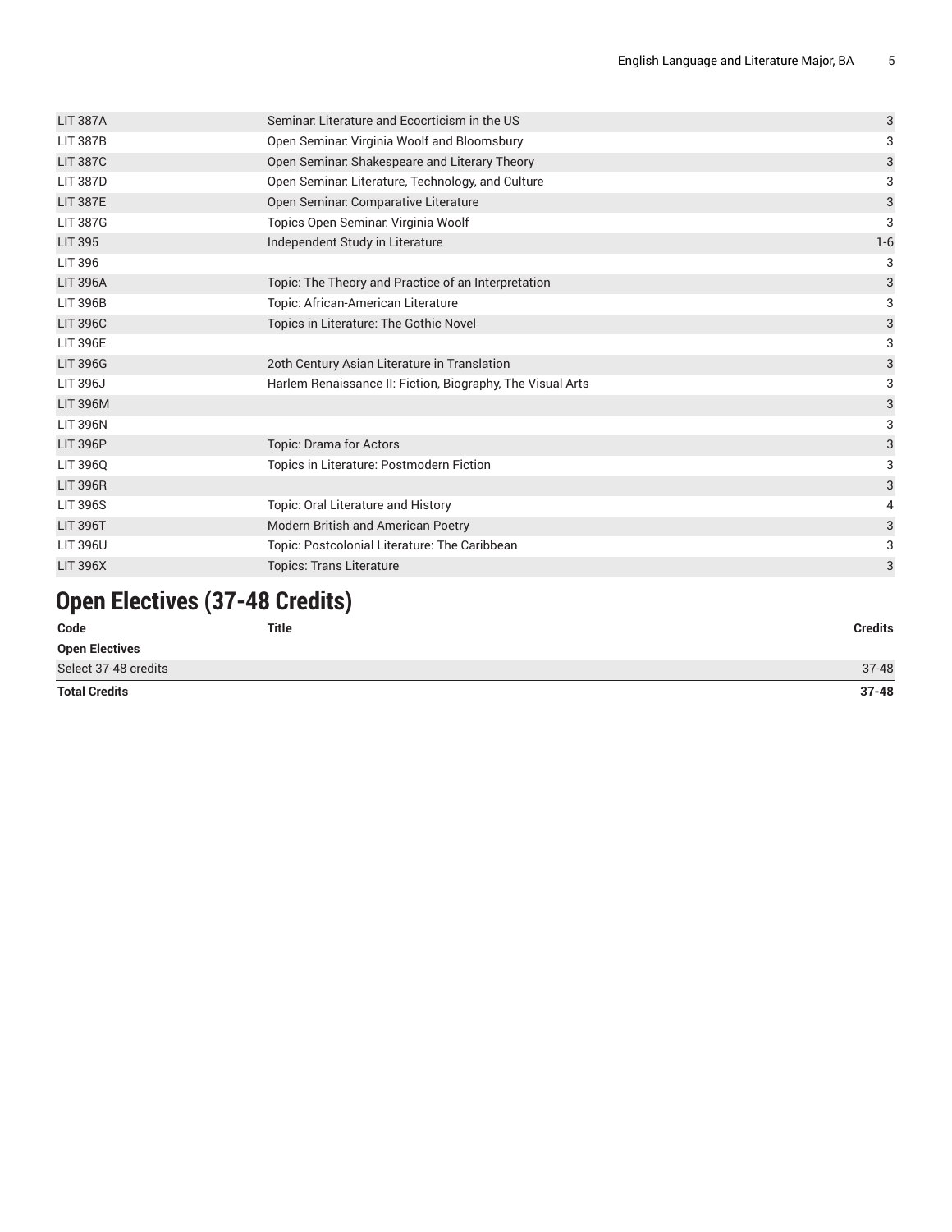| | | |
|---|---|---|
| LIT 387A | Seminar: Literature and Ecocrticism in the US | 3 |
| LIT 387B | Open Seminar: Virginia Woolf and Bloomsbury | 3 |
| LIT 387C | Open Seminar: Shakespeare and Literary Theory | 3 |
| LIT 387D | Open Seminar: Literature, Technology, and Culture | 3 |
| LIT 387E | Open Seminar: Comparative Literature | 3 |
| LIT 387G | Topics Open Seminar: Virginia Woolf | 3 |
| LIT 395 | Independent Study in Literature | 1-6 |
| LIT 396 | | 3 |
| LIT 396A | Topic: The Theory and Practice of an Interpretation | 3 |
| LIT 396B | Topic: African-American Literature | 3 |
| LIT 396C | Topics in Literature: The Gothic Novel | 3 |
| LIT 396E | | 3 |
| LIT 396G | 2oth Century Asian Literature in Translation | 3 |
| LIT 396J | Harlem Renaissance II: Fiction, Biography, The Visual Arts | 3 |
| LIT 396M | | 3 |
| LIT 396N | | 3 |
| LIT 396P | Topic: Drama for Actors | 3 |
| LIT 396Q | Topics in Literature: Postmodern Fiction | 3 |
| LIT 396R | | 3 |
| LIT 396S | Topic: Oral Literature and History | 4 |
| LIT 396T | Modern British and American Poetry | 3 |
| LIT 396U | Topic: Postcolonial Literature: The Caribbean | 3 |
| LIT 396X | Topics: Trans Literature | 3 |

## Open Electives (37-48 Credits)

| Code | Title | Credits |
|---|---|---|
| **Open Electives** | | |
| Select 37-48 credits | | 37-48 |
| **Total Credits** | | **37-48** |